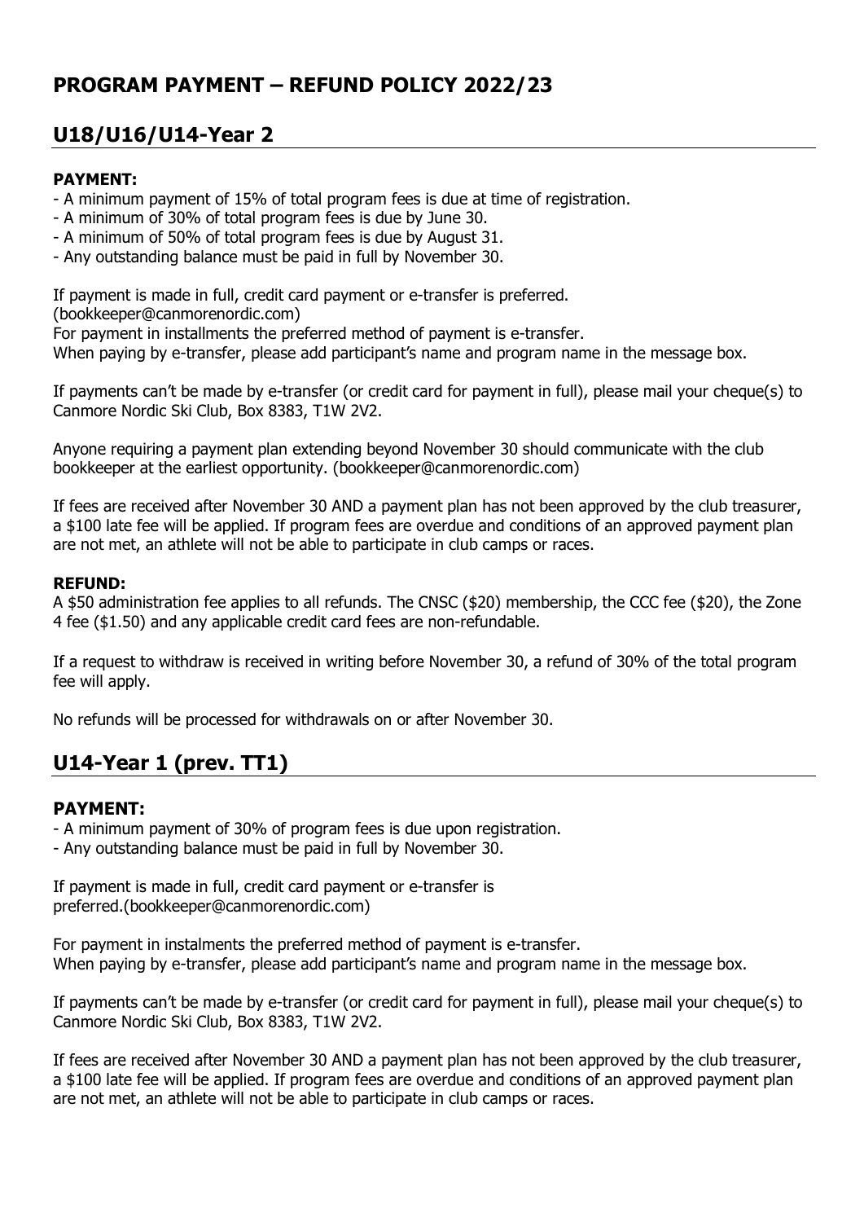# PROGRAM PAYMENT – REFUND POLICY 2022/23

## U18/U16/U14-Year 2

**PAYMENT:**

- A minimum payment of 15% of total program fees is due at time of registration.
- A minimum of 30% of total program fees is due by June 30.
- A minimum of 50% of total program fees is due by August 31.
- Any outstanding balance must be paid in full by November 30.

If payment is made in full, credit card payment or e-transfer is preferred.
(bookkeeper@canmorenordic.com)
For payment in installments the preferred method of payment is e-transfer.
When paying by e-transfer, please add participant's name and program name in the message box.

If payments can't be made by e-transfer (or credit card for payment in full), please mail your cheque(s) to Canmore Nordic Ski Club, Box 8383, T1W 2V2.

Anyone requiring a payment plan extending beyond November 30 should communicate with the club bookkeeper at the earliest opportunity. (bookkeeper@canmorenordic.com)

If fees are received after November 30 AND a payment plan has not been approved by the club treasurer, a $100 late fee will be applied. If program fees are overdue and conditions of an approved payment plan are not met, an athlete will not be able to participate in club camps or races.

**REFUND:**

A $50 administration fee applies to all refunds. The CNSC ($20) membership, the CCC fee ($20), the Zone 4 fee ($1.50) and any applicable credit card fees are non-refundable.

If a request to withdraw is received in writing before November 30, a refund of 30% of the total program fee will apply.

No refunds will be processed for withdrawals on or after November 30.

## U14-Year 1 (prev. TT1)

**PAYMENT:**

- A minimum payment of 30% of program fees is due upon registration.
- Any outstanding balance must be paid in full by November 30.

If payment is made in full, credit card payment or e-transfer is preferred.(bookkeeper@canmorenordic.com)

For payment in instalments the preferred method of payment is e-transfer.
When paying by e-transfer, please add participant's name and program name in the message box.

If payments can't be made by e-transfer (or credit card for payment in full), please mail your cheque(s) to Canmore Nordic Ski Club, Box 8383, T1W 2V2.

If fees are received after November 30 AND a payment plan has not been approved by the club treasurer, a $100 late fee will be applied. If program fees are overdue and conditions of an approved payment plan are not met, an athlete will not be able to participate in club camps or races.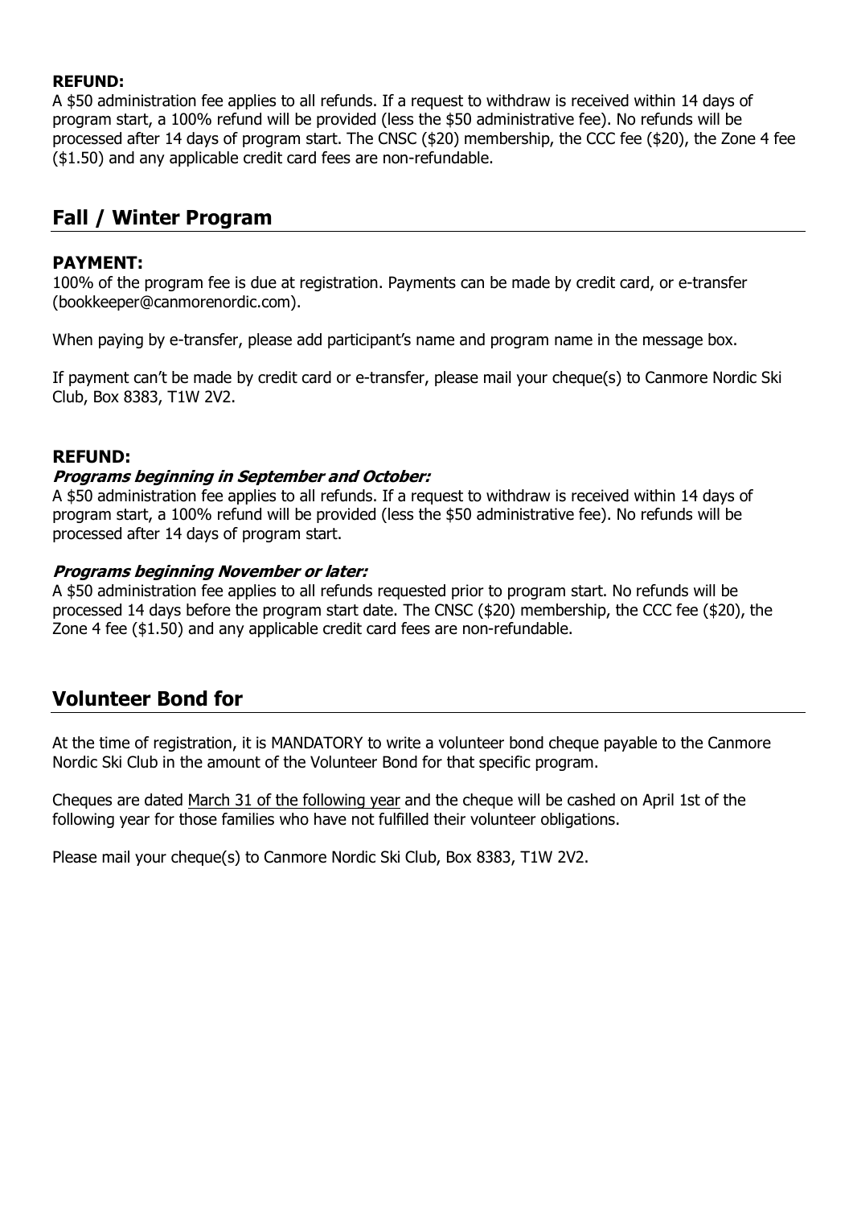**REFUND:**
A $50 administration fee applies to all refunds. If a request to withdraw is received within 14 days of program start, a 100% refund will be provided (less the $50 administrative fee). No refunds will be processed after 14 days of program start. The CNSC ($20) membership, the CCC fee ($20), the Zone 4 fee ($1.50) and any applicable credit card fees are non-refundable.

## Fall / Winter Program

### PAYMENT:

100% of the program fee is due at registration. Payments can be made by credit card, or e-transfer (bookkeeper@canmorenordic.com).

When paying by e-transfer, please add participant's name and program name in the message box.

If payment can't be made by credit card or e-transfer, please mail your cheque(s) to Canmore Nordic Ski Club, Box 8383, T1W 2V2.

### REFUND:

***Programs beginning in September and October:***
A $50 administration fee applies to all refunds. If a request to withdraw is received within 14 days of program start, a 100% refund will be provided (less the $50 administrative fee). No refunds will be processed after 14 days of program start.

***Programs beginning November or later:***
A $50 administration fee applies to all refunds requested prior to program start. No refunds will be processed 14 days before the program start date. The CNSC ($20) membership, the CCC fee ($20), the Zone 4 fee ($1.50) and any applicable credit card fees are non-refundable.

## Volunteer Bond for

At the time of registration, it is MANDATORY to write a volunteer bond cheque payable to the Canmore Nordic Ski Club in the amount of the Volunteer Bond for that specific program.

Cheques are dated March 31 of the following year and the cheque will be cashed on April 1st of the following year for those families who have not fulfilled their volunteer obligations.

Please mail your cheque(s) to Canmore Nordic Ski Club, Box 8383, T1W 2V2.